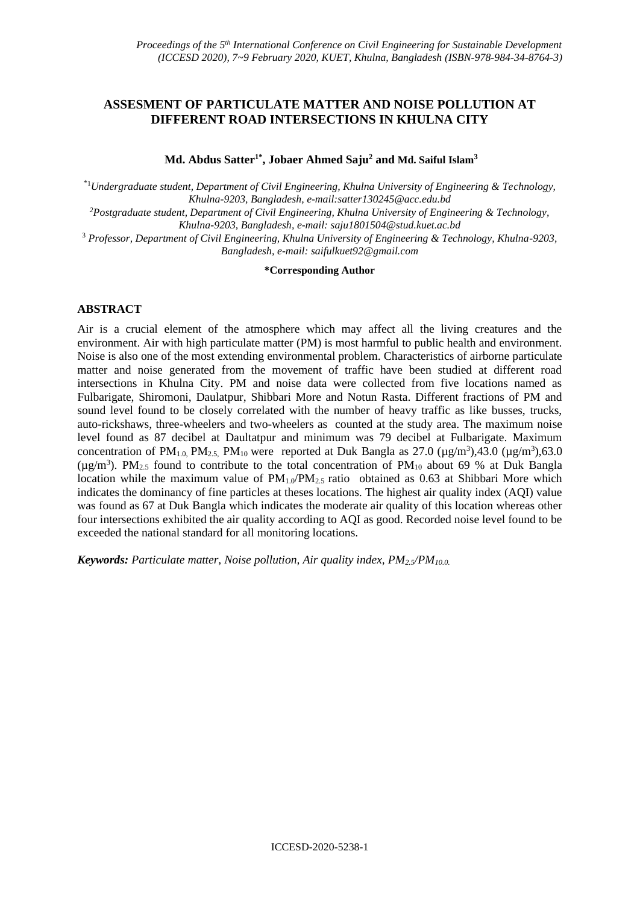# ASSESMENT OF PARTICULATE MATTER AND NOISE POLLUTION AT DIFFERENT ROAD INTERSECTIONS IN KHULNA CITY

**Md. Abdus Satter[1*], Jobaer Ahmed Saju[2] and Md. Saiful Islam[3]**

[*1] *Undergraduate student, Department of Civil Engineering, Khulna University of Engineering & Technology, Khulna-9203, Bangladesh, e-mail:satter130245@acc.edu.bd*

[2] *Postgraduate student, Department of Civil Engineering, Khulna University of Engineering & Technology, Khulna-9203, Bangladesh, e-mail: saju1801504@stud.kuet.ac.bd*

[3] *Professor, Department of Civil Engineering, Khulna University of Engineering & Technology, Khulna-9203, Bangladesh, e-mail: saifulkuet92@gmail.com*

**\*Corresponding Author**

## ABSTRACT

Air is a crucial element of the atmosphere which may affect all the living creatures and the environment. Air with high particulate matter (PM) is most harmful to public health and environment. Noise is also one of the most extending environmental problem. Characteristics of airborne particulate matter and noise generated from the movement of traffic have been studied at different road intersections in Khulna City. PM and noise data were collected from five locations named as Fulbarigate, Shiromoni, Daulatpur, Shibbari More and Notun Rasta. Different fractions of PM and sound level found to be closely correlated with the number of heavy traffic as like busses, trucks, auto-rickshaws, three-wheelers and two-wheelers as counted at the study area. The maximum noise level found as 87 decibel at Daultatpur and minimum was 79 decibel at Fulbarigate. Maximum concentration of $PM_{1.0}$, $PM_{2.5}$, $PM_{10}$ were reported at Duk Bangla as 27.0 ($\mu g/m^3$),43.0 ($\mu g/m^3$),63.0 ($\mu g/m^3$). $PM_{2.5}$ found to contribute to the total concentration of $PM_{10}$ about 69 % at Duk Bangla location while the maximum value of $PM_{1.0}/PM_{2.5}$ ratio obtained as 0.63 at Shibbari More which indicates the dominancy of fine particles at theses locations. The highest air quality index (AQI) value was found as 67 at Duk Bangla which indicates the moderate air quality of this location whereas other four intersections exhibited the air quality according to AQI as good. Recorded noise level found to be exceeded the national standard for all monitoring locations.

***Keywords:** Particulate matter, Noise pollution, Air quality index, $PM_{2.5}/PM_{10.0}$.*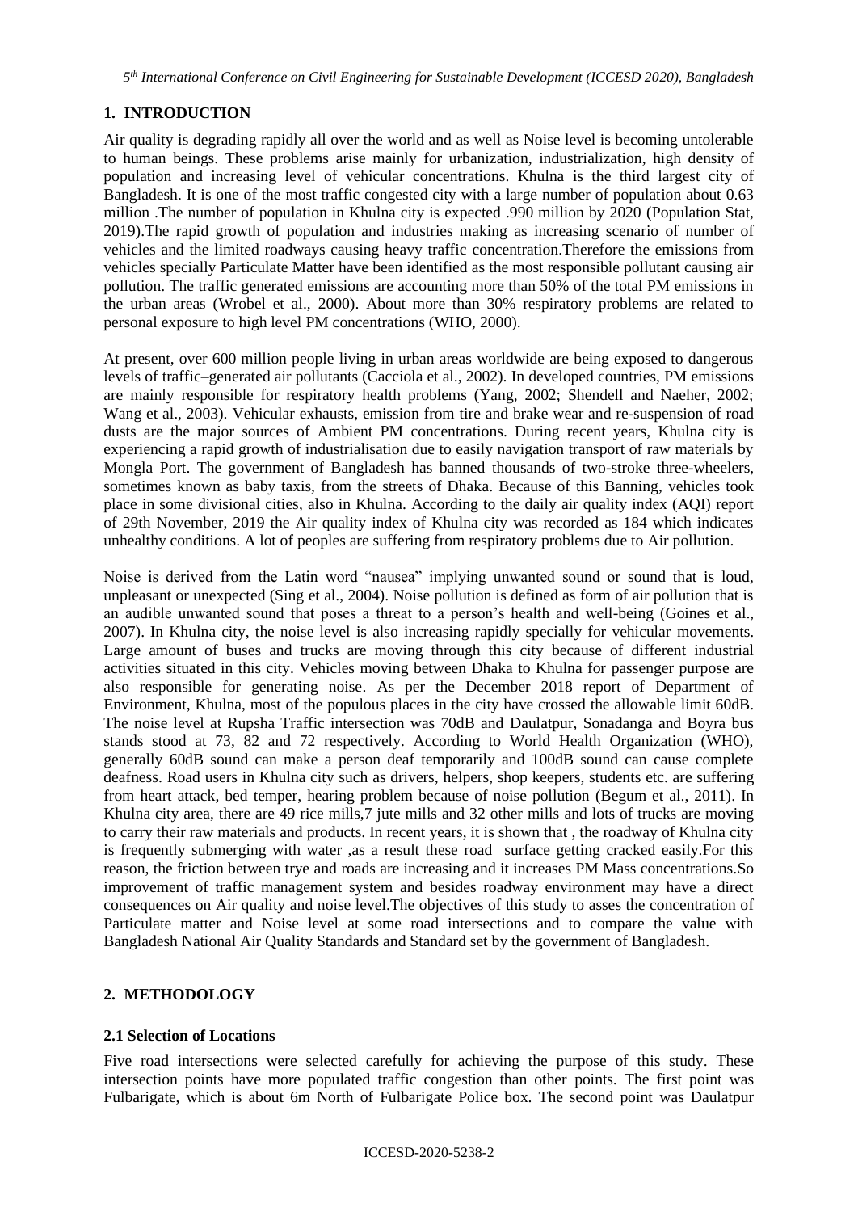## 1. INTRODUCTION

Air quality is degrading rapidly all over the world and as well as Noise level is becoming untolerable to human beings. These problems arise mainly for urbanization, industrialization, high density of population and increasing level of vehicular concentrations. Khulna is the third largest city of Bangladesh. It is one of the most traffic congested city with a large number of population about 0.63 million .The number of population in Khulna city is expected .990 million by 2020 (Population Stat, 2019).The rapid growth of population and industries making as increasing scenario of number of vehicles and the limited roadways causing heavy traffic concentration.Therefore the emissions from vehicles specially Particulate Matter have been identified as the most responsible pollutant causing air pollution. The traffic generated emissions are accounting more than 50% of the total PM emissions in the urban areas (Wrobel et al., 2000). About more than 30% respiratory problems are related to personal exposure to high level PM concentrations (WHO, 2000).

At present, over 600 million people living in urban areas worldwide are being exposed to dangerous levels of traffic–generated air pollutants (Cacciola et al., 2002). In developed countries, PM emissions are mainly responsible for respiratory health problems (Yang, 2002; Shendell and Naeher, 2002; Wang et al., 2003). Vehicular exhausts, emission from tire and brake wear and re-suspension of road dusts are the major sources of Ambient PM concentrations. During recent years, Khulna city is experiencing a rapid growth of industrialisation due to easily navigation transport of raw materials by Mongla Port. The government of Bangladesh has banned thousands of two-stroke three-wheelers, sometimes known as baby taxis, from the streets of Dhaka. Because of this Banning, vehicles took place in some divisional cities, also in Khulna. According to the daily air quality index (AQI) report of 29th November, 2019 the Air quality index of Khulna city was recorded as 184 which indicates unhealthy conditions. A lot of peoples are suffering from respiratory problems due to Air pollution.

Noise is derived from the Latin word "nausea" implying unwanted sound or sound that is loud, unpleasant or unexpected (Sing et al., 2004). Noise pollution is defined as form of air pollution that is an audible unwanted sound that poses a threat to a person's health and well-being (Goines et al., 2007). In Khulna city, the noise level is also increasing rapidly specially for vehicular movements. Large amount of buses and trucks are moving through this city because of different industrial activities situated in this city. Vehicles moving between Dhaka to Khulna for passenger purpose are also responsible for generating noise. As per the December 2018 report of Department of Environment, Khulna, most of the populous places in the city have crossed the allowable limit 60dB. The noise level at Rupsha Traffic intersection was 70dB and Daulatpur, Sonadanga and Boyra bus stands stood at 73, 82 and 72 respectively. According to World Health Organization (WHO), generally 60dB sound can make a person deaf temporarily and 100dB sound can cause complete deafness. Road users in Khulna city such as drivers, helpers, shop keepers, students etc. are suffering from heart attack, bed temper, hearing problem because of noise pollution (Begum et al., 2011). In Khulna city area, there are 49 rice mills,7 jute mills and 32 other mills and lots of trucks are moving to carry their raw materials and products. In recent years, it is shown that , the roadway of Khulna city is frequently submerging with water ,as a result these road surface getting cracked easily.For this reason, the friction between trye and roads are increasing and it increases PM Mass concentrations.So improvement of traffic management system and besides roadway environment may have a direct consequences on Air quality and noise level.The objectives of this study to asses the concentration of Particulate matter and Noise level at some road intersections and to compare the value with Bangladesh National Air Quality Standards and Standard set by the government of Bangladesh.

## 2. METHODOLOGY

### 2.1 Selection of Locations

Five road intersections were selected carefully for achieving the purpose of this study. These intersection points have more populated traffic congestion than other points. The first point was Fulbarigate, which is about 6m North of Fulbarigate Police box. The second point was Daulatpur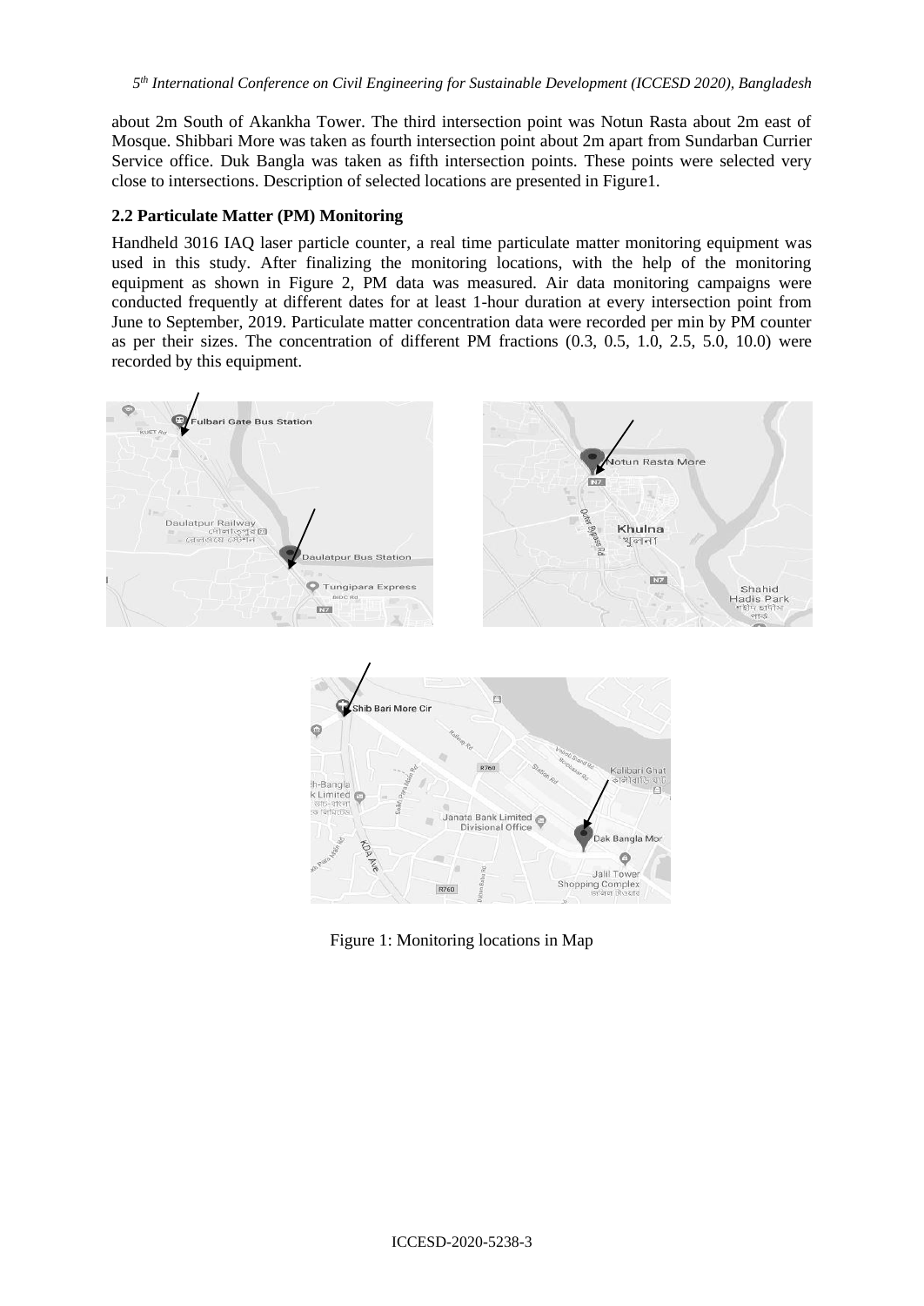about 2m South of Akankha Tower. The third intersection point was Notun Rasta about 2m east of Mosque. Shibbari More was taken as fourth intersection point about 2m apart from Sundarban Currier Service office. Duk Bangla was taken as fifth intersection points. These points were selected very close to intersections. Description of selected locations are presented in Figure1.

### 2.2 Particulate Matter (PM) Monitoring

Handheld 3016 IAQ laser particle counter, a real time particulate matter monitoring equipment was used in this study. After finalizing the monitoring locations, with the help of the monitoring equipment as shown in Figure 2, PM data was measured. Air data monitoring campaigns were conducted frequently at different dates for at least 1-hour duration at every intersection point from June to September, 2019. Particulate matter concentration data were recorded per min by PM counter as per their sizes. The concentration of different PM fractions (0.3, 0.5, 1.0, 2.5, 5.0, 10.0) were recorded by this equipment.

Figure 1: Monitoring locations in Map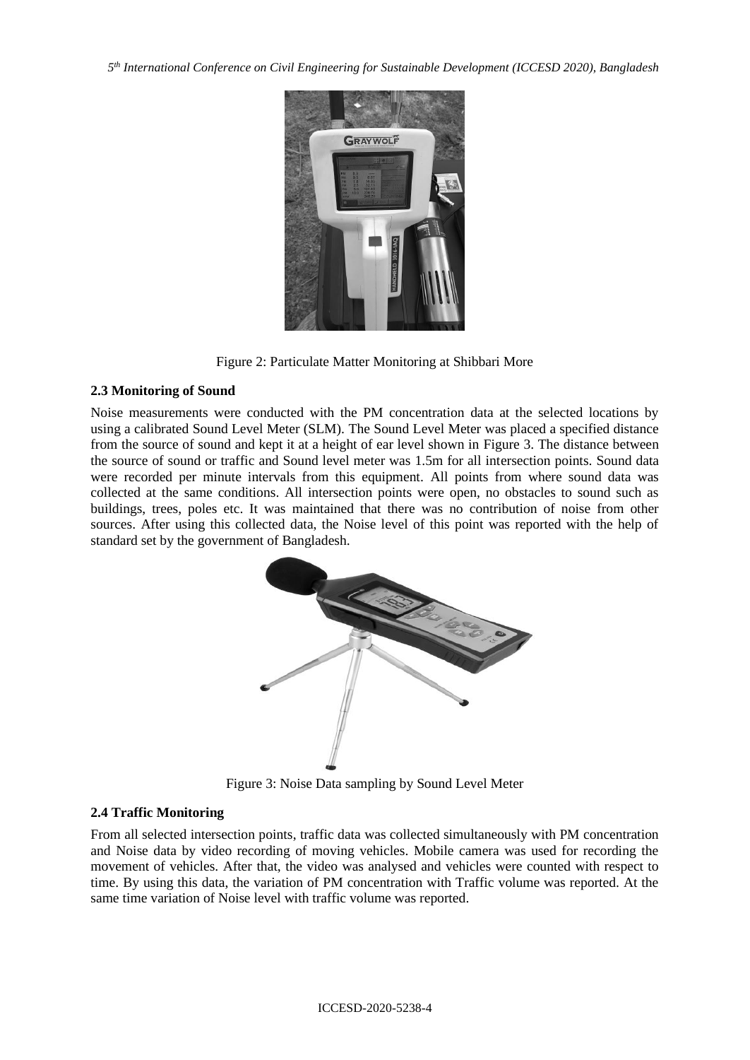Figure 2: Particulate Matter Monitoring at Shibbari More

### 2.3 Monitoring of Sound

Noise measurements were conducted with the PM concentration data at the selected locations by using a calibrated Sound Level Meter (SLM). The Sound Level Meter was placed a specified distance from the source of sound and kept it at a height of ear level shown in Figure 3. The distance between the source of sound or traffic and Sound level meter was 1.5m for all intersection points. Sound data were recorded per minute intervals from this equipment. All points from where sound data was collected at the same conditions. All intersection points were open, no obstacles to sound such as buildings, trees, poles etc. It was maintained that there was no contribution of noise from other sources. After using this collected data, the Noise level of this point was reported with the help of standard set by the government of Bangladesh.

Figure 3: Noise Data sampling by Sound Level Meter

### 2.4 Traffic Monitoring

From all selected intersection points, traffic data was collected simultaneously with PM concentration and Noise data by video recording of moving vehicles. Mobile camera was used for recording the movement of vehicles. After that, the video was analysed and vehicles were counted with respect to time. By using this data, the variation of PM concentration with Traffic volume was reported. At the same time variation of Noise level with traffic volume was reported.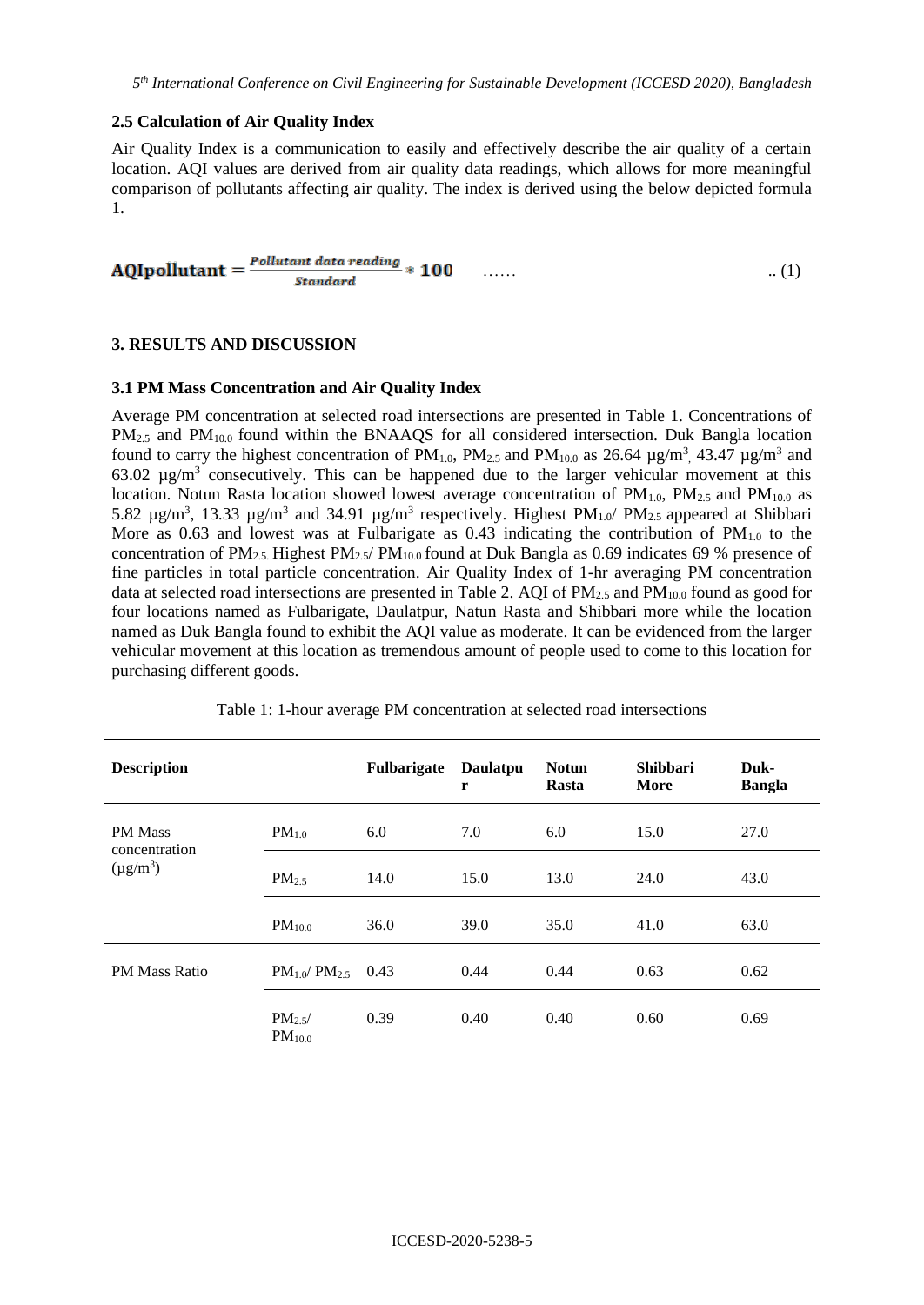### 2.5 Calculation of Air Quality Index

Air Quality Index is a communication to easily and effectively describe the air quality of a certain location. AQI values are derived from air quality data readings, which allows for more meaningful comparison of pollutants affecting air quality. The index is derived using the below depicted formula 1.

$$\mathbf{AQIpollutant} = \frac{Pollutant\ data\ reading}{Standard} * \mathbf{100} \quad \ldots\ldots \quad ..(1)$$

## 3. RESULTS AND DISCUSSION

### 3.1 PM Mass Concentration and Air Quality Index

Average PM concentration at selected road intersections are presented in Table 1. Concentrations of $PM_{2.5}$ and $PM_{10.0}$ found within the BNAAQS for all considered intersection. Duk Bangla location found to carry the highest concentration of $PM_{1.0}$, $PM_{2.5}$ and $PM_{10.0}$ as 26.64 $\mu g/m^3$, 43.47 $\mu g/m^3$ and 63.02 $\mu g/m^3$ consecutively. This can be happened due to the larger vehicular movement at this location. Notun Rasta location showed lowest average concentration of $PM_{1.0}$, $PM_{2.5}$ and $PM_{10.0}$ as 5.82 $\mu g/m^3$, 13.33 $\mu g/m^3$ and 34.91 $\mu g/m^3$ respectively. Highest $PM_{1.0}$/ $PM_{2.5}$ appeared at Shibbari More as 0.63 and lowest was at Fulbarigate as 0.43 indicating the contribution of $PM_{1.0}$ to the concentration of $PM_{2.5}$. Highest $PM_{2.5}$/ $PM_{10.0}$ found at Duk Bangla as 0.69 indicates 69 % presence of fine particles in total particle concentration. Air Quality Index of 1-hr averaging PM concentration data at selected road intersections are presented in Table 2. AQI of $PM_{2.5}$ and $PM_{10.0}$ found as good for four locations named as Fulbarigate, Daulatpur, Natun Rasta and Shibbari more while the location named as Duk Bangla found to exhibit the AQI value as moderate. It can be evidenced from the larger vehicular movement at this location as tremendous amount of people used to come to this location for purchasing different goods.

Table 1: 1-hour average PM concentration at selected road intersections

| Description | | Fulbarigate | Daulatpur | Notun Rasta | Shibbari More | Duk-Bangla |
|---|---|---|---|---|---|---|
| PM Mass concentration ($\mu g/m^3$) | $PM_{1.0}$ | 6.0 | 7.0 | 6.0 | 15.0 | 27.0 |
| | $PM_{2.5}$ | 14.0 | 15.0 | 13.0 | 24.0 | 43.0 |
| | $PM_{10.0}$ | 36.0 | 39.0 | 35.0 | 41.0 | 63.0 |
| PM Mass Ratio | $PM_{1.0}$/ $PM_{2.5}$ | 0.43 | 0.44 | 0.44 | 0.63 | 0.62 |
| | $PM_{2.5}$/ $PM_{10.0}$ | 0.39 | 0.40 | 0.40 | 0.60 | 0.69 |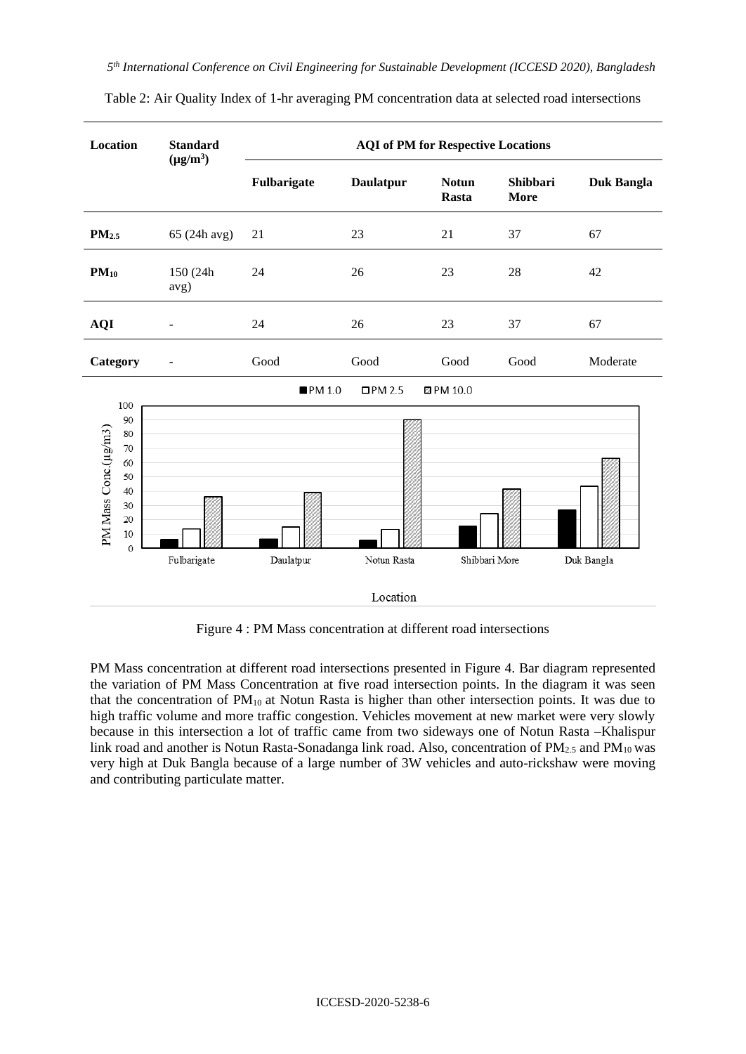Table 2: Air Quality Index of 1-hr averaging PM concentration data at selected road intersections

| Location | Standard ($\mu g/m^3$) | AQI of PM for Respective Locations | | | | |
|---|---|---|---|---|---|---|
| | | Fulbarigate | Daulatpur | Notun Rasta | Shibbari More | Duk Bangla |
| $PM_{2.5}$ | 65 (24h avg) | 21 | 23 | 21 | 37 | 67 |
| $PM_{10}$ | 150 (24h avg) | 24 | 26 | 23 | 28 | 42 |
| AQI | - | 24 | 26 | 23 | 37 | 67 |
| Category | - | Good | Good | Good | Good | Moderate |

Figure 4 : PM Mass concentration at different road intersections

PM Mass concentration at different road intersections presented in Figure 4. Bar diagram represented the variation of PM Mass Concentration at five road intersection points. In the diagram it was seen that the concentration of $PM_{10}$ at Notun Rasta is higher than other intersection points. It was due to high traffic volume and more traffic congestion. Vehicles movement at new market were very slowly because in this intersection a lot of traffic came from two sideways one of Notun Rasta –Khalispur link road and another is Notun Rasta-Sonadanga link road. Also, concentration of $PM_{2.5}$ and $PM_{10}$ was very high at Duk Bangla because of a large number of 3W vehicles and auto-rickshaw were moving and contributing particulate matter.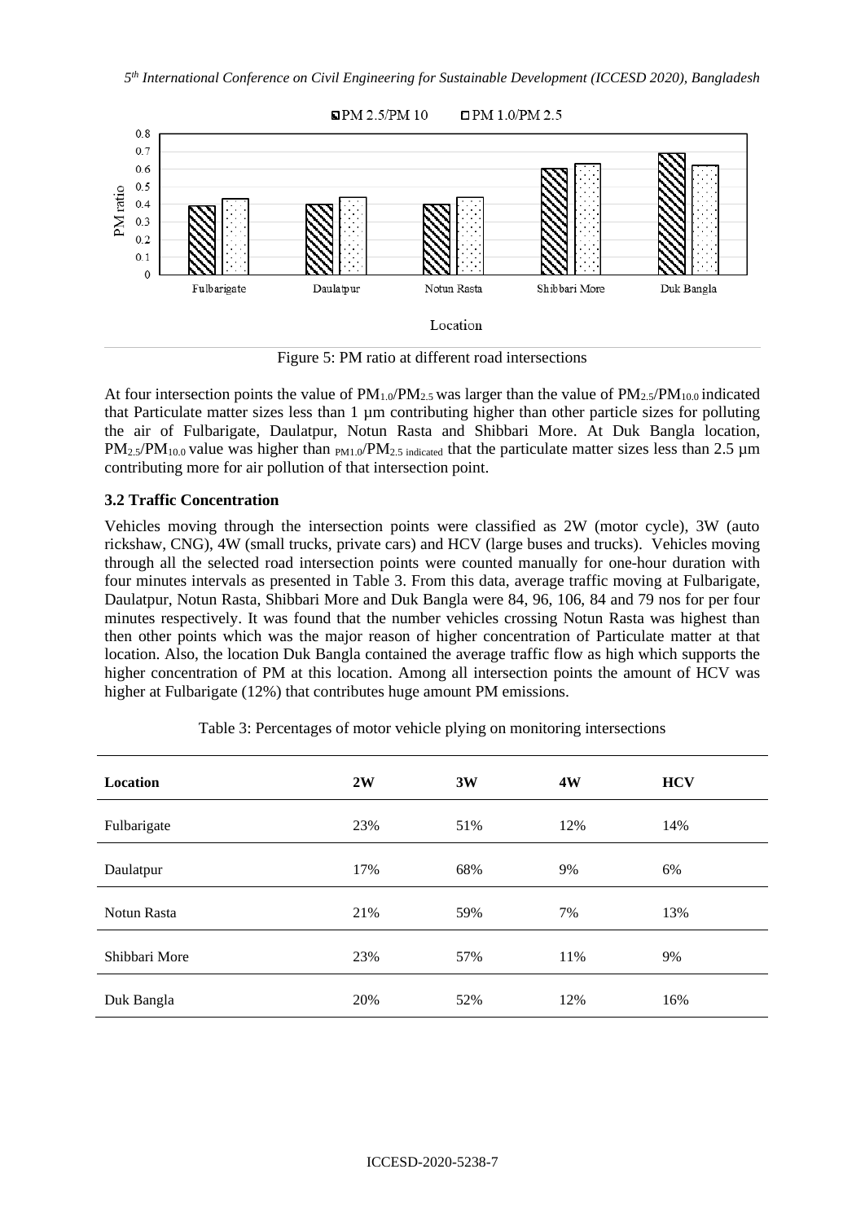Figure 5: PM ratio at different road intersections

At four intersection points the value of $PM_{1.0}/PM_{2.5}$ was larger than the value of $PM_{2.5}/PM_{10.0}$ indicated that Particulate matter sizes less than 1 µm contributing higher than other particle sizes for polluting the air of Fulbarigate, Daulatpur, Notun Rasta and Shibbari More. At Duk Bangla location, $PM_{2.5}/PM_{10.0}$ value was higher than $PM_{1.0}/PM_{2.5}$ indicated that the particulate matter sizes less than 2.5 µm contributing more for air pollution of that intersection point.

### 3.2 Traffic Concentration

Vehicles moving through the intersection points were classified as 2W (motor cycle), 3W (auto rickshaw, CNG), 4W (small trucks, private cars) and HCV (large buses and trucks). Vehicles moving through all the selected road intersection points were counted manually for one-hour duration with four minutes intervals as presented in Table 3. From this data, average traffic moving at Fulbarigate, Daulatpur, Notun Rasta, Shibbari More and Duk Bangla were 84, 96, 106, 84 and 79 nos for per four minutes respectively. It was found that the number vehicles crossing Notun Rasta was highest than then other points which was the major reason of higher concentration of Particulate matter at that location. Also, the location Duk Bangla contained the average traffic flow as high which supports the higher concentration of PM at this location. Among all intersection points the amount of HCV was higher at Fulbarigate (12%) that contributes huge amount PM emissions.

Table 3: Percentages of motor vehicle plying on monitoring intersections

| Location | 2W | 3W | 4W | HCV |
|---|---|---|---|---|
| Fulbarigate | 23% | 51% | 12% | 14% |
| Daulatpur | 17% | 68% | 9% | 6% |
| Notun Rasta | 21% | 59% | 7% | 13% |
| Shibbari More | 23% | 57% | 11% | 9% |
| Duk Bangla | 20% | 52% | 12% | 16% |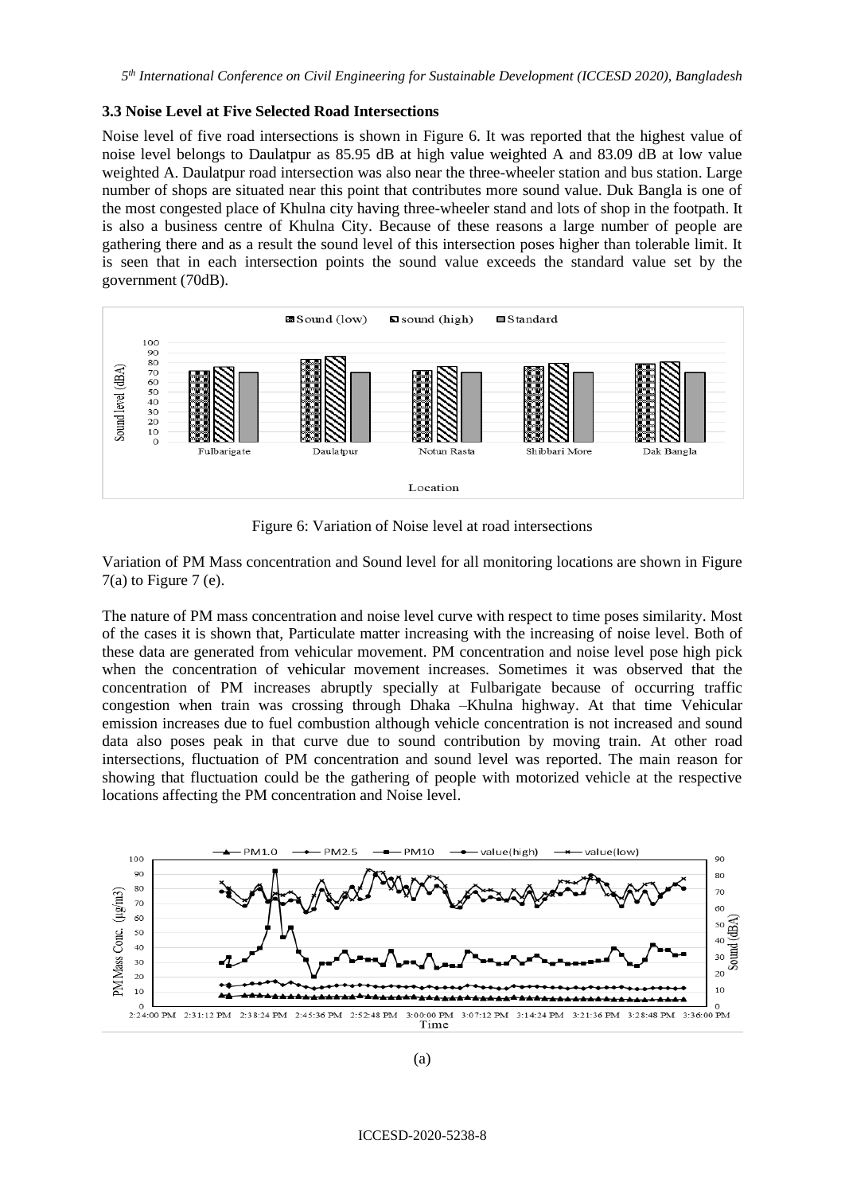### 3.3 Noise Level at Five Selected Road Intersections

Noise level of five road intersections is shown in Figure 6. It was reported that the highest value of noise level belongs to Daulatpur as 85.95 dB at high value weighted A and 83.09 dB at low value weighted A. Daulatpur road intersection was also near the three-wheeler station and bus station. Large number of shops are situated near this point that contributes more sound value. Duk Bangla is one of the most congested place of Khulna city having three-wheeler stand and lots of shop in the footpath. It is also a business centre of Khulna City. Because of these reasons a large number of people are gathering there and as a result the sound level of this intersection poses higher than tolerable limit. It is seen that in each intersection points the sound value exceeds the standard value set by the government (70dB).

Figure 6: Variation of Noise level at road intersections

Variation of PM Mass concentration and Sound level for all monitoring locations are shown in Figure 7(a) to Figure 7 (e).

The nature of PM mass concentration and noise level curve with respect to time poses similarity. Most of the cases it is shown that, Particulate matter increasing with the increasing of noise level. Both of these data are generated from vehicular movement. PM concentration and noise level pose high pick when the concentration of vehicular movement increases. Sometimes it was observed that the concentration of PM increases abruptly specially at Fulbarigate because of occurring traffic congestion when train was crossing through Dhaka –Khulna highway. At that time Vehicular emission increases due to fuel combustion although vehicle concentration is not increased and sound data also poses peak in that curve due to sound contribution by moving train. At other road intersections, fluctuation of PM concentration and sound level was reported. The main reason for showing that fluctuation could be the gathering of people with motorized vehicle at the respective locations affecting the PM concentration and Noise level.

(a)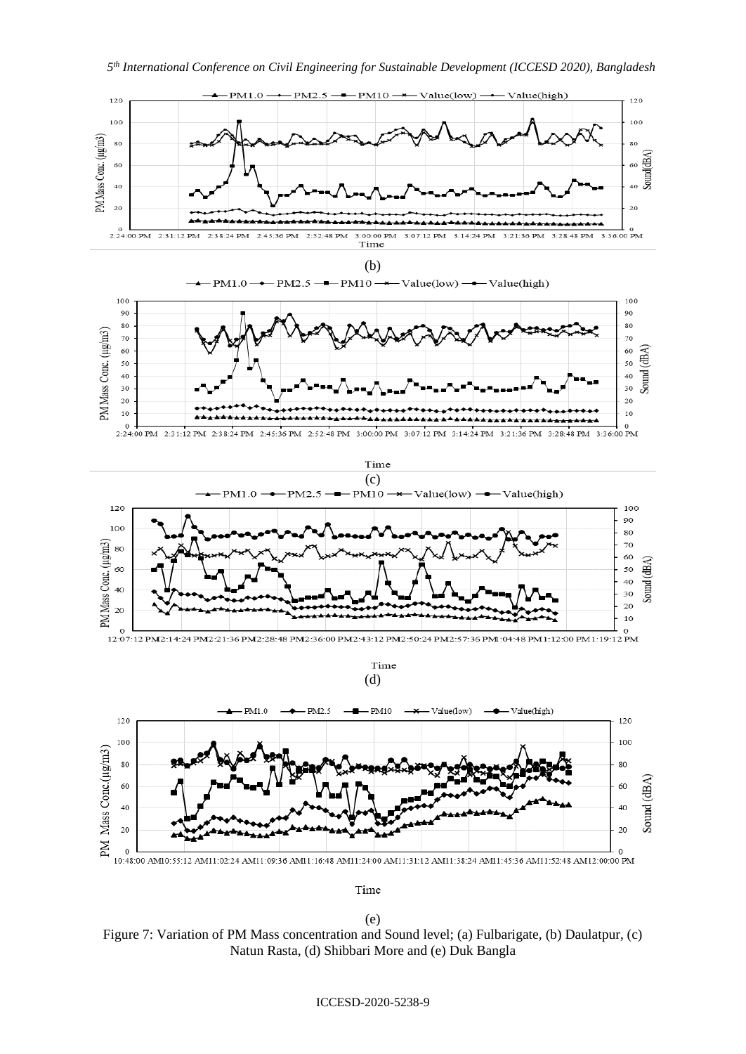(b)

(c)

(d)

(e)

Figure 7: Variation of PM Mass concentration and Sound level; (a) Fulbarigate, (b) Daulatpur, (c) Natun Rasta, (d) Shibbari More and (e) Duk Bangla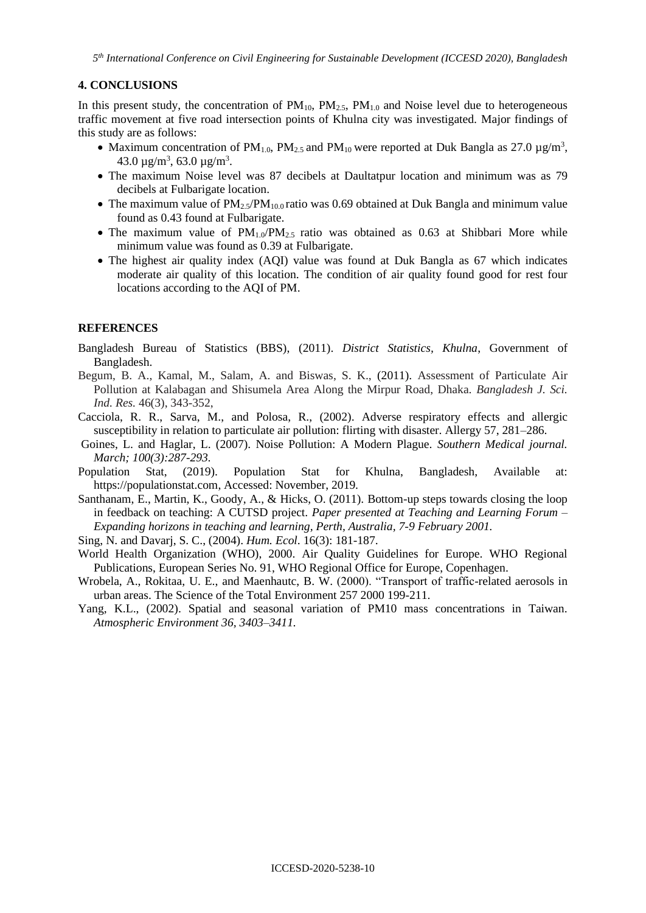## 4. CONCLUSIONS

In this present study, the concentration of $PM_{10}$, $PM_{2.5}$, $PM_{1.0}$ and Noise level due to heterogeneous traffic movement at five road intersection points of Khulna city was investigated. Major findings of this study are as follows:

- Maximum concentration of $PM_{1.0}$, $PM_{2.5}$ and $PM_{10}$ were reported at Duk Bangla as 27.0 $\mu g/m^3$, 43.0 $\mu g/m^3$, 63.0 $\mu g/m^3$.
- The maximum Noise level was 87 decibels at Daultatpur location and minimum was as 79 decibels at Fulbarigate location.
- The maximum value of $PM_{2.5}/PM_{10.0}$ ratio was 0.69 obtained at Duk Bangla and minimum value found as 0.43 found at Fulbarigate.
- The maximum value of $PM_{1.0}/PM_{2.5}$ ratio was obtained as 0.63 at Shibbari More while minimum value was found as 0.39 at Fulbarigate.
- The highest air quality index (AQI) value was found at Duk Bangla as 67 which indicates moderate air quality of this location. The condition of air quality found good for rest four locations according to the AQI of PM.

## REFERENCES

Bangladesh Bureau of Statistics (BBS), (2011). *District Statistics, Khulna*, Government of Bangladesh.

Begum, B. A., Kamal, M., Salam, A. and Biswas, S. K., (2011). Assessment of Particulate Air Pollution at Kalabagan and Shisumela Area Along the Mirpur Road, Dhaka. *Bangladesh J. Sci. Ind. Res.* 46(3), 343-352,

Cacciola, R. R., Sarva, M., and Polosa, R., (2002). Adverse respiratory effects and allergic susceptibility in relation to particulate air pollution: flirting with disaster. Allergy 57, 281–286.

Goines, L. and Haglar, L. (2007). Noise Pollution: A Modern Plague. *Southern Medical journal. March; 100(3):287-293.*

Population Stat, (2019). Population Stat for Khulna, Bangladesh, Available at: https://populationstat.com, Accessed: November, 2019.

Santhanam, E., Martin, K., Goody, A., & Hicks, O. (2011). Bottom-up steps towards closing the loop in feedback on teaching: A CUTSD project. *Paper presented at Teaching and Learning Forum – Expanding horizons in teaching and learning, Perth, Australia, 7-9 February 2001.*

Sing, N. and Davarj, S. C., (2004). *Hum. Ecol.* 16(3): 181-187.

World Health Organization (WHO), 2000. Air Quality Guidelines for Europe. WHO Regional Publications, European Series No. 91, WHO Regional Office for Europe, Copenhagen.

Wrobela, A., Rokitaa, U. E., and Maenhautc, B. W. (2000). "Transport of traffic-related aerosols in urban areas. The Science of the Total Environment 257 2000 199-211.

Yang, K.L., (2002). Spatial and seasonal variation of PM10 mass concentrations in Taiwan. *Atmospheric Environment 36, 3403–3411.*